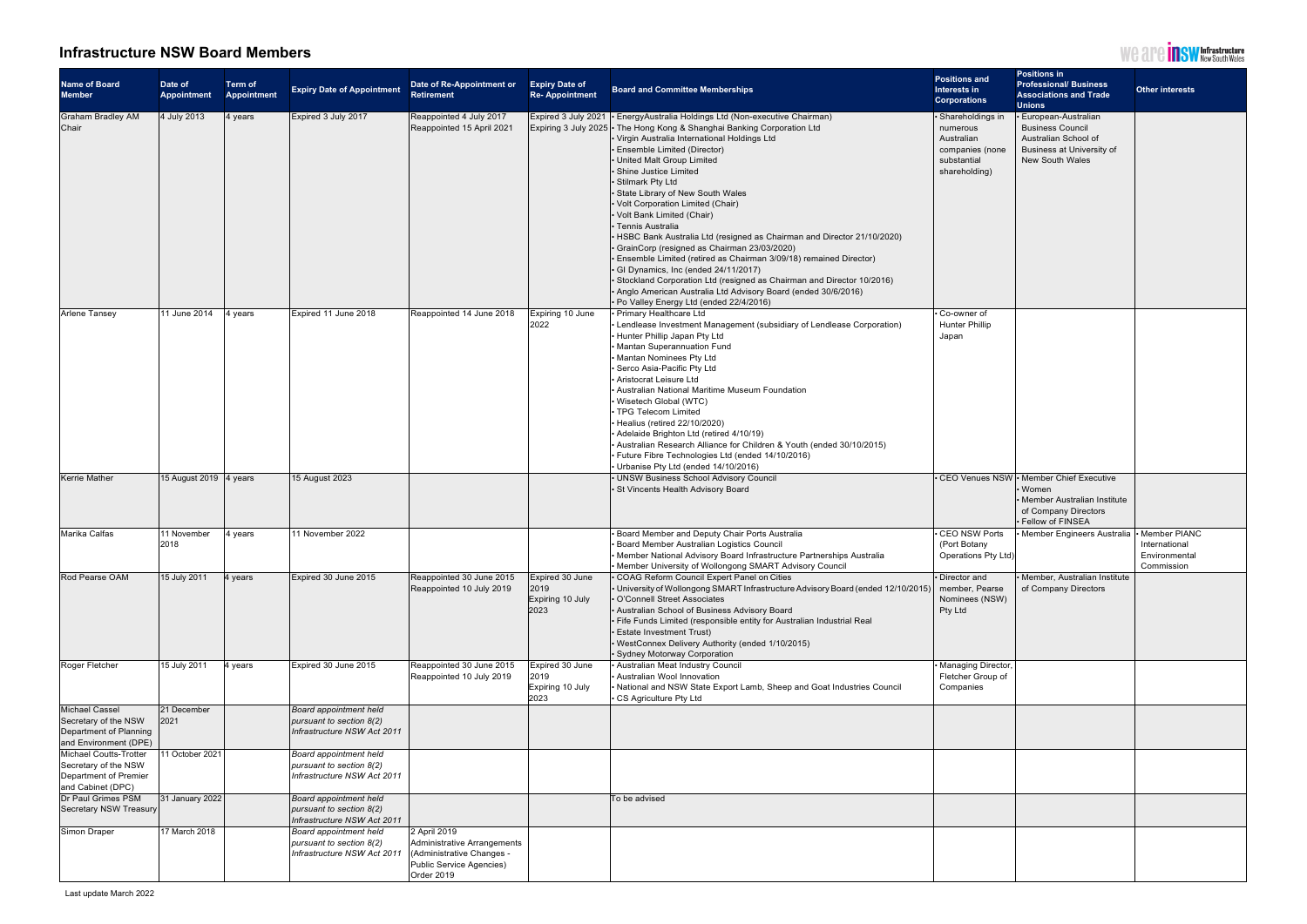# Infrastructure NSW Board Members

| Name of Board Member | Date of Appointment | Term of Appointment | Expiry Date of Appointment | Date of Re-Appointment or Retirement | Expiry Date of Re-Appointment | Board and Committee Memberships | Positions and Interests in Corporations | Positions in Professional/ Business Associations and Trade Unions | Other interests |
|---|---|---|---|---|---|---|---|---|---|
| Graham Bradley AM Chair | 4 July 2013 | 4 years | Expired 3 July 2017 | Reappointed 4 July 2017<br>Reappointed 15 April 2021 | Expired 3 July 2021<br>Expiring 3 July 2025 | • EnergyAustralia Holdings Ltd (Non-executive Chairman)<br>• The Hong Kong & Shanghai Banking Corporation Ltd<br>• Virgin Australia International Holdings Ltd<br>• Ensemble Limited (Director)<br>• United Malt Group Limited<br>• Shine Justice Limited<br>• Stilmark Pty Ltd<br>• State Library of New South Wales<br>• Volt Corporation Limited (Chair)<br>• Volt Bank Limited (Chair)<br>• Tennis Australia<br>• HSBC Bank Australia Ltd (resigned as Chairman and Director 21/10/2020)<br>• GrainCorp (resigned as Chairman 23/03/2020)<br>• Ensemble Limited (retired as Chairman 3/09/18) remained Director)<br>• GI Dynamics, Inc (ended 24/11/2017)<br>• Stockland Corporation Ltd (resigned as Chairman and Director 10/2016)<br>• Anglo American Australia Ltd Advisory Board (ended 30/6/2016)<br>• Po Valley Energy Ltd (ended 22/4/2016) | • Shareholdings in numerous Australian companies (none substantial shareholding) | • European-Australian Business Council<br>Australian School of Business at University of New South Wales | |
| Arlene Tansey | 11 June 2014 | 4 years | Expired 11 June 2018 | Reappointed 14 June 2018 | Expiring 10 June 2022 | • Primary Healthcare Ltd<br>• Lendlease Investment Management (subsidiary of Lendlease Corporation)<br>• Hunter Phillip Japan Pty Ltd<br>• Mantan Superannuation Fund<br>• Mantan Nominees Pty Ltd<br>• Serco Asia-Pacific Pty Ltd<br>• Aristocrat Leisure Ltd<br>• Australian National Maritime Museum Foundation<br>• Wisetech Global (WTC)<br>• TPG Telecom Limited<br>• Healius (retired 22/10/2020)<br>• Adelaide Brighton Ltd (retired 4/10/19)<br>• Australian Research Alliance for Children & Youth (ended 30/10/2015)<br>• Future Fibre Technologies Ltd (ended 14/10/2016)<br>• Urbanise Pty Ltd (ended 14/10/2016) | • Co-owner of Hunter Phillip Japan | | |
| Kerrie Mather | 15 August 2019 | 4 years | 15 August 2023 | | | • UNSW Business School Advisory Council<br>• St Vincents Health Advisory Board | • CEO Venues NSW | • Member Chief Executive<br>• Women<br>• Member Australian Institute of Company Directors<br>• Fellow of FINSEA | |
| Marika Calfas | 11 November 2018 | 4 years | 11 November 2022 | | | • Board Member and Deputy Chair Ports Australia<br>• Board Member Australian Logistics Council<br>• Member National Advisory Board Infrastructure Partnerships Australia<br>• Member University of Wollongong SMART Advisory Council | • CEO NSW Ports (Port Botany Operations Pty Ltd) | • Member Engineers Australia | • Member PIANC International Environmental Commission |
| Rod Pearse OAM | 15 July 2011 | 4 years | Expired 30 June 2015 | Reappointed 30 June 2015<br>Reappointed 10 July 2019 | Expired 30 June 2019<br>Expiring 10 July 2023 | • COAG Reform Council Expert Panel on Cities<br>• University of Wollongong SMART Infrastructure Advisory Board (ended 12/10/2015)<br>• O'Connell Street Associates<br>• Australian School of Business Advisory Board<br>• Fife Funds Limited (responsible entity for Australian Industrial Real Estate Investment Trust)<br>• WestConnex Delivery Authority (ended 1/10/2015)<br>• Sydney Motorway Corporation | • Director and member, Pearse Nominees (NSW) Pty Ltd | • Member, Australian Institute of Company Directors | |
| Roger Fletcher | 15 July 2011 | 4 years | Expired 30 June 2015 | Reappointed 30 June 2015<br>Reappointed 10 July 2019 | Expired 30 June 2019<br>Expiring 10 July 2023 | • Australian Meat Industry Council<br>• Australian Wool Innovation<br>• National and NSW State Export Lamb, Sheep and Goat Industries Council<br>• CS Agriculture Pty Ltd | • Managing Director, Fletcher Group of Companies | | |
| Michael Cassel Secretary of the NSW Department of Planning and Environment (DPE) | 21 December 2021 | | *Board appointment held pursuant to section 8(2) Infrastructure NSW Act 2011* | | | | | | |
| Michael Coutts-Trotter Secretary of the NSW Department of Premier and Cabinet (DPC) | 11 October 2021 | | *Board appointment held pursuant to section 8(2) Infrastructure NSW Act 2011* | | | | | | |
| Dr Paul Grimes PSM Secretary NSW Treasury | 31 January 2022 | | *Board appointment held pursuant to section 8(2) Infrastructure NSW Act 2011* | | | To be advised | | | |
| Simon Draper | 17 March 2018 | | *Board appointment held pursuant to section 8(2) Infrastructure NSW Act 2011* | 2 April 2019 Administrative Arrangements (Administrative Changes - Public Service Agencies) Order 2019 | | | | | |

Last update March 2022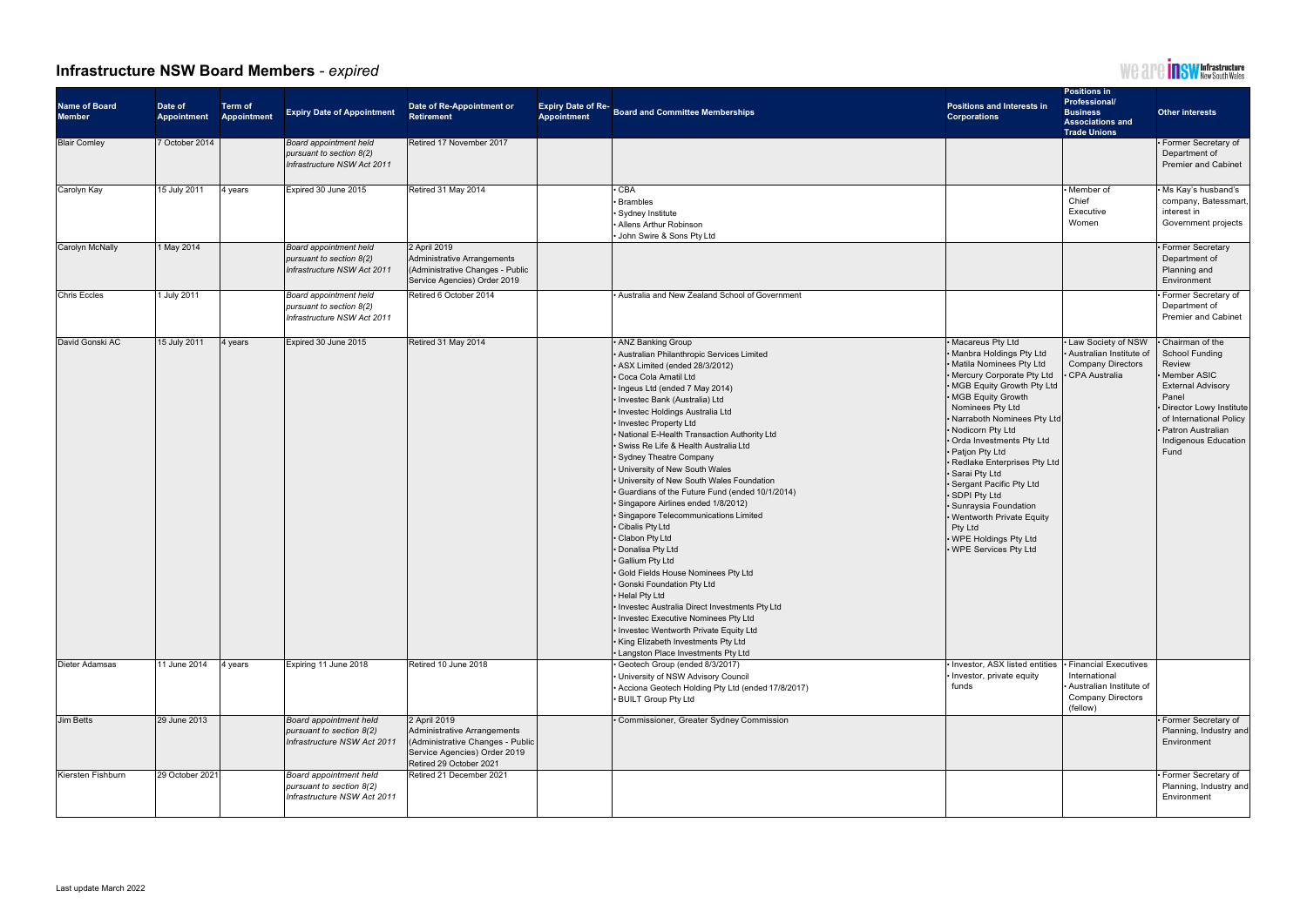# Infrastructure NSW Board Members - *expired*

| Name of Board Member | Date of Appointment | Term of Appointment | Expiry Date of Appointment | Date of Re-Appointment or Retirement | Expiry Date of Re-Appointment | Board and Committee Memberships | Positions and Interests in Corporations | Positions in Professional/ Business Associations and Trade Unions | Other interests |
|---|---|---|---|---|---|---|---|---|---|
| Blair Comley | 7 October 2014 | | *Board appointment held pursuant to section 8(2) Infrastructure NSW Act 2011* | Retired 17 November 2017 | | | | | • Former Secretary of Department of Premier and Cabinet |
| Carolyn Kay | 15 July 2011 | 4 years | Expired 30 June 2015 | Retired 31 May 2014 | | • CBA<br>• Brambles<br>• Sydney Institute<br>• Allens Arthur Robinson<br>• John Swire & Sons Pty Ltd | | • Member of Chief Executive Women | • Ms Kay's husband's company, Batessmart, interest in Government projects |
| Carolyn McNally | 1 May 2014 | | *Board appointment held pursuant to section 8(2) Infrastructure NSW Act 2011* | 2 April 2019<br>Administrative Arrangements (Administrative Changes - Public Service Agencies) Order 2019 | | | | | • Former Secretary Department of Planning and Environment |
| Chris Eccles | 1 July 2011 | | *Board appointment held pursuant to section 8(2) Infrastructure NSW Act 2011* | Retired 6 October 2014 | | • Australia and New Zealand School of Government | | | • Former Secretary of Department of Premier and Cabinet |
| David Gonski AC | 15 July 2011 | 4 years | Expired 30 June 2015 | Retired 31 May 2014 | | • ANZ Banking Group<br>• Australian Philanthropic Services Limited<br>• ASX Limited (ended 28/3/2012)<br>• Coca Cola Amatil Ltd<br>• Ingeus Ltd (ended 7 May 2014)<br>• Investec Bank (Australia) Ltd<br>• Investec Holdings Australia Ltd<br>• Investec Property Ltd<br>• National E-Health Transaction Authority Ltd<br>• Swiss Re Life & Health Australia Ltd<br>• Sydney Theatre Company<br>• University of New South Wales<br>• University of New South Wales Foundation<br>• Guardians of the Future Fund (ended 10/1/2014)<br>• Singapore Airlines ended 1/8/2012)<br>• Singapore Telecommunications Limited<br>• Cibalis Pty Ltd<br>• Clabon Pty Ltd<br>• Donalisa Pty Ltd<br>• Gallium Pty Ltd<br>• Gold Fields House Nominees Pty Ltd<br>• Gonski Foundation Pty Ltd<br>• Helal Pty Ltd<br>• Investec Australia Direct Investments Pty Ltd<br>• Investec Executive Nominees Pty Ltd<br>• Investec Wentworth Private Equity Ltd<br>• King Elizabeth Investments Pty Ltd<br>• Langston Place Investments Pty Ltd | • Macareus Pty Ltd<br>• Manbra Holdings Pty Ltd<br>• Matila Nominees Pty Ltd<br>• Mercury Corporate Pty Ltd<br>• MGB Equity Growth Pty Ltd<br>• MGB Equity Growth Nominees Pty Ltd<br>• Narraboth Nominees Pty Ltd<br>• Nodicorn Pty Ltd<br>• Orda Investments Pty Ltd<br>• Patjon Pty Ltd<br>• Redlake Enterprises Pty Ltd<br>• Sarai Pty Ltd<br>• Sergant Pacific Pty Ltd<br>• SDPI Pty Ltd<br>• Sunraysia Foundation<br>• Wentworth Private Equity Pty Ltd<br>• WPE Holdings Pty Ltd<br>• WPE Services Pty Ltd | • Law Society of NSW<br>• Australian Institute of Company Directors<br>• CPA Australia | • Chairman of the School Funding Review<br>• Member ASIC External Advisory Panel<br>• Director Lowy Institute of International Policy<br>• Patron Australian Indigenous Education Fund |
| Dieter Adamsas | 11 June 2014 | 4 years | Expiring 11 June 2018 | Retired 10 June 2018 | | • Geotech Group (ended 8/3/2017)<br>• University of NSW Advisory Council<br>• Acciona Geotech Holding Pty Ltd (ended 17/8/2017)<br>• BUILT Group Pty Ltd | • Investor, ASX listed entities<br>• Investor, private equity funds | • Financial Executives International<br>• Australian Institute of Company Directors (fellow) | |
| Jim Betts | 29 June 2013 | | *Board appointment held pursuant to section 8(2) Infrastructure NSW Act 2011* | 2 April 2019<br>Administrative Arrangements (Administrative Changes - Public Service Agencies) Order 2019<br>Retired 29 October 2021 | | • Commissioner, Greater Sydney Commission | | | • Former Secretary of Planning, Industry and Environment |
| Kiersten Fishburn | 29 October 2021 | | *Board appointment held pursuant to section 8(2) Infrastructure NSW Act 2011* | Retired 21 December 2021 | | | | | • Former Secretary of Planning, Industry and Environment |

Last update March 2022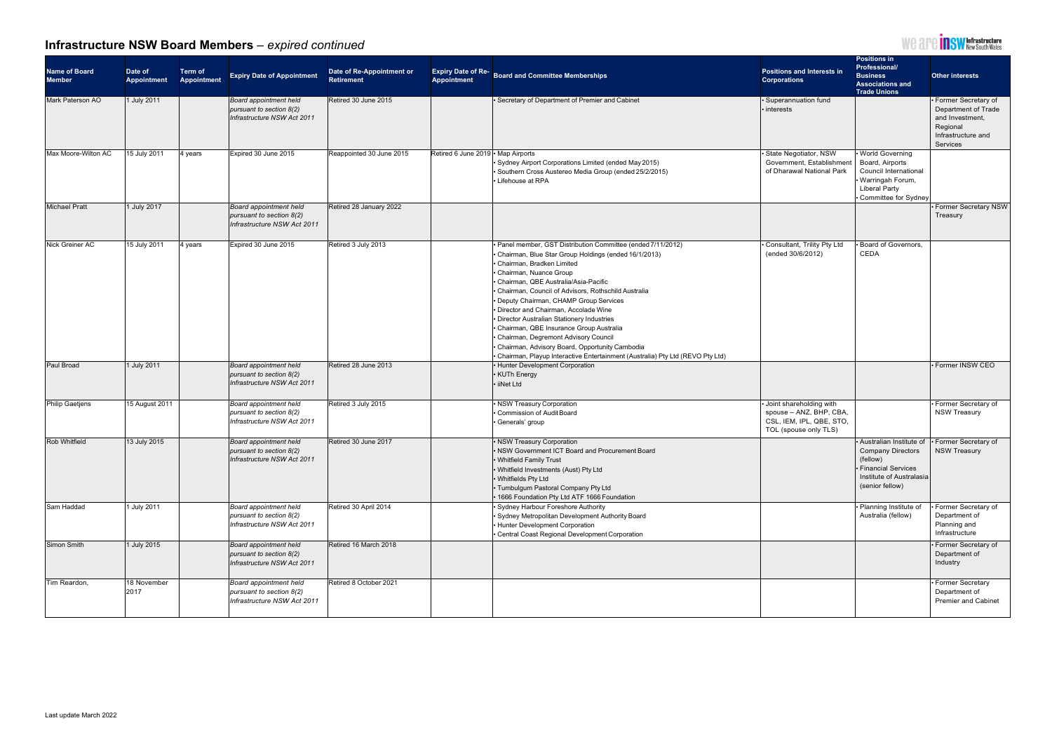# Infrastructure NSW Board Members – *expired continued*

| Name of Board Member | Date of Appointment | Term of Appointment | Expiry Date of Appointment | Date of Re-Appointment or Retirement | Expiry Date of Re-Appointment | Board and Committee Memberships | Positions and Interests in Corporations | Positions in Professional/ Business Associations and Trade Unions | Other interests |
|---|---|---|---|---|---|---|---|---|---|
| Mark Paterson AO | 1 July 2011 | | *Board appointment held pursuant to section 8(2) Infrastructure NSW Act 2011* | Retired 30 June 2015 | | • Secretary of Department of Premier and Cabinet | • Superannuation fund • interests | | • Former Secretary of Department of Trade and Investment, Regional Infrastructure and Services |
| Max Moore-Wilton AC | 15 July 2011 | 4 years | Expired 30 June 2015 | Reappointed 30 June 2015 | Retired 6 June 2019 | • Map Airports • Sydney Airport Corporations Limited (ended May 2015) • Southern Cross Austereo Media Group (ended 25/2/2015) • Lifehouse at RPA | • State Negotiator, NSW Government, Establishment of Dharawal National Park | • World Governing Board, Airports Council International • Warringah Forum, Liberal Party • Committee for Sydney | |
| Michael Pratt | 1 July 2017 | | *Board appointment held pursuant to section 8(2) Infrastructure NSW Act 2011* | Retired 28 January 2022 | | | | | • Former Secretary NSW Treasury |
| Nick Greiner AC | 15 July 2011 | 4 years | Expired 30 June 2015 | Retired 3 July 2013 | | • Panel member, GST Distribution Committee (ended 7/11/2012) • Chairman, Blue Star Group Holdings (ended 16/1/2013) • Chairman, Bradken Limited • Chairman, Nuance Group • Chairman, QBE Australia/Asia-Pacific • Chairman, Council of Advisors, Rothschild Australia • Deputy Chairman, CHAMP Group Services • Director and Chairman, Accolade Wine • Director Australian Stationery Industries • Chairman, QBE Insurance Group Australia • Chairman, Degremont Advisory Council • Chairman, Advisory Board, Opportunity Cambodia • Chairman, Playup Interactive Entertainment (Australia) Pty Ltd (REVO Pty Ltd) | • Consultant, Trility Pty Ltd (ended 30/6/2012) | • Board of Governors, CEDA | |
| Paul Broad | 1 July 2011 | | *Board appointment held pursuant to section 8(2) Infrastructure NSW Act 2011* | Retired 28 June 2013 | | • Hunter Development Corporation • KUTh Energy • iiNet Ltd | | | • Former INSW CEO |
| Philip Gaetjens | 15 August 2011 | | *Board appointment held pursuant to section 8(2) Infrastructure NSW Act 2011* | Retired 3 July 2015 | | • NSW Treasury Corporation • Commission of Audit Board • Generals' group | • Joint shareholding with spouse – ANZ, BHP, CBA, CSL, IEM, IPL, QBE, STO, TOL (spouse only TLS) | | • Former Secretary of NSW Treasury |
| Rob Whitfield | 13 July 2015 | | *Board appointment held pursuant to section 8(2) Infrastructure NSW Act 2011* | Retired 30 June 2017 | | • NSW Treasury Corporation • NSW Government ICT Board and Procurement Board • Whitfield Family Trust • Whitfield Investments (Aust) Pty Ltd • Whitfields Pty Ltd • Tumbulgum Pastoral Company Pty Ltd • 1666 Foundation Pty Ltd ATF 1666 Foundation | | • Australian Institute of Company Directors (fellow) • Financial Services Institute of Australasia (senior fellow) | • Former Secretary of NSW Treasury |
| Sam Haddad | 1 July 2011 | | *Board appointment held pursuant to section 8(2) Infrastructure NSW Act 2011* | Retired 30 April 2014 | | • Sydney Harbour Foreshore Authority • Sydney Metropolitan Development Authority Board • Hunter Development Corporation • Central Coast Regional Development Corporation | | • Planning Institute of Australia (fellow) | • Former Secretary of Department of Planning and Infrastructure |
| Simon Smith | 1 July 2015 | | *Board appointment held pursuant to section 8(2) Infrastructure NSW Act 2011* | Retired 16 March 2018 | | | | | • Former Secretary of Department of Industry |
| Tim Reardon, | 18 November 2017 | | *Board appointment held pursuant to section 8(2) Infrastructure NSW Act 2011* | Retired 8 October 2021 | | | | | • Former Secretary Department of Premier and Cabinet |

Last update March 2022